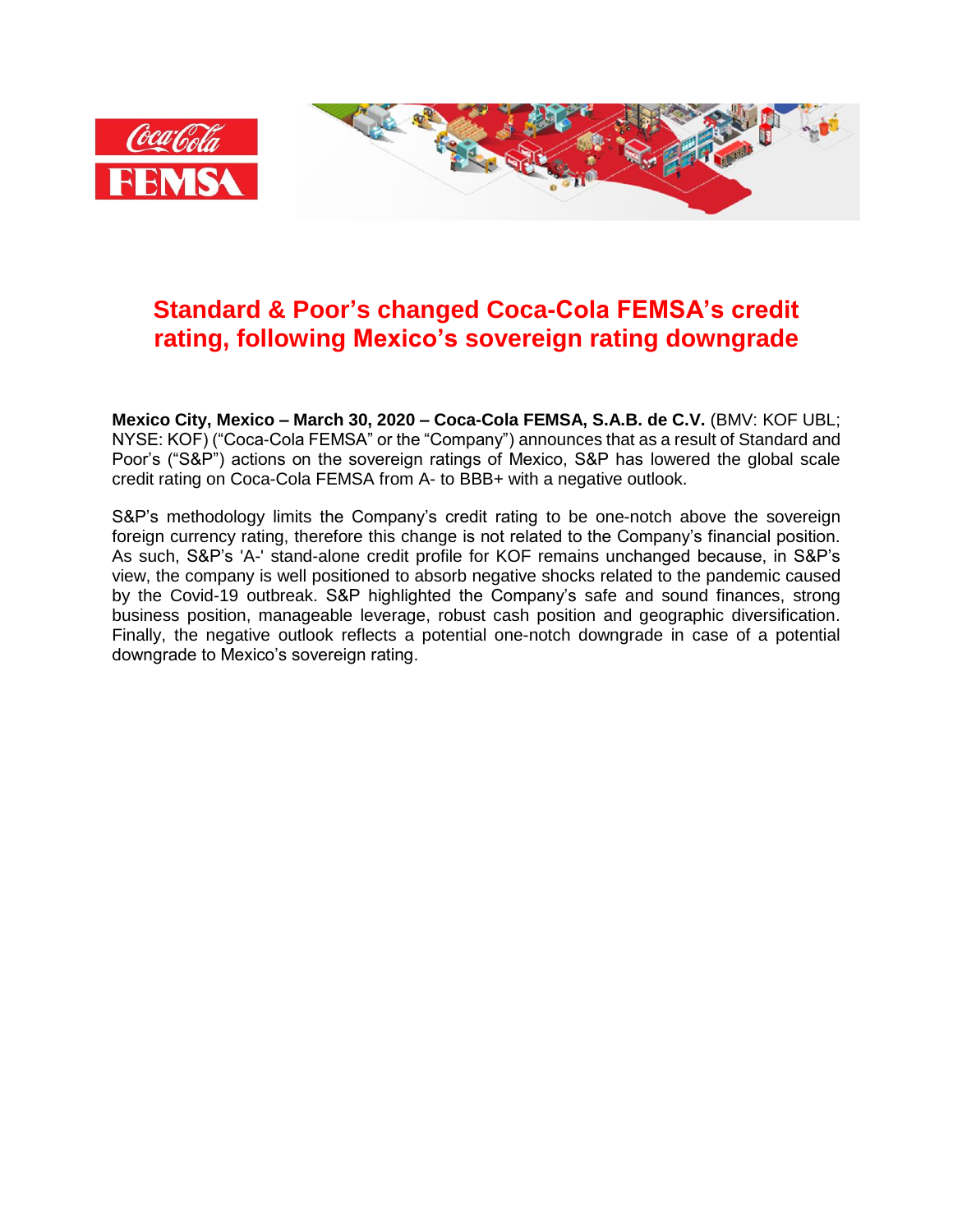# Standard & Poor's changed Coca-Cola FEMSA's credit rating, following Mexico's sovereign rating downgrade

**Mexico City, Mexico – March 30, 2020 – Coca-Cola FEMSA, S.A.B. de C.V.** (BMV: KOF UBL; NYSE: KOF) ("Coca-Cola FEMSA" or the "Company") announces that as a result of Standard and Poor's ("S&P") actions on the sovereign ratings of Mexico, S&P has lowered the global scale credit rating on Coca-Cola FEMSA from A- to BBB+ with a negative outlook.

S&P's methodology limits the Company's credit rating to be one-notch above the sovereign foreign currency rating, therefore this change is not related to the Company's financial position. As such, S&P's 'A-' stand-alone credit profile for KOF remains unchanged because, in S&P's view, the company is well positioned to absorb negative shocks related to the pandemic caused by the Covid-19 outbreak. S&P highlighted the Company's safe and sound finances, strong business position, manageable leverage, robust cash position and geographic diversification. Finally, the negative outlook reflects a potential one-notch downgrade in case of a potential downgrade to Mexico's sovereign rating.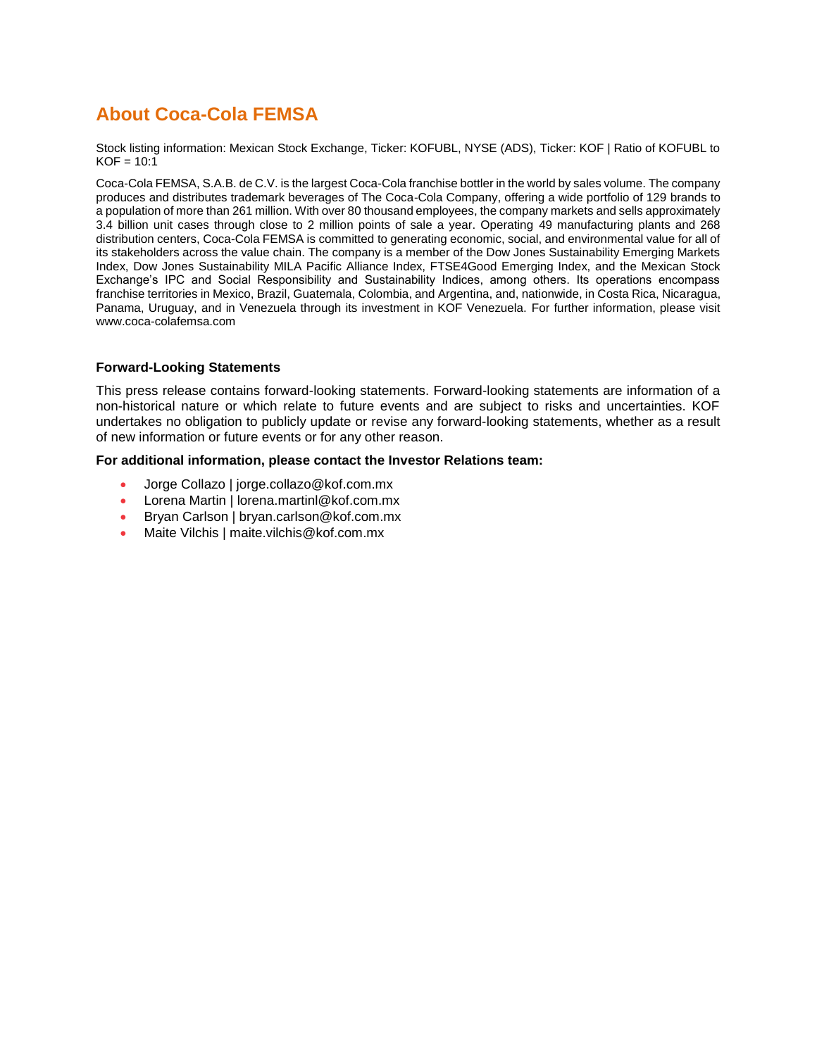## About Coca-Cola FEMSA

Stock listing information: Mexican Stock Exchange, Ticker: KOFUBL, NYSE (ADS), Ticker: KOF | Ratio of KOFUBL to KOF = 10:1

Coca-Cola FEMSA, S.A.B. de C.V. is the largest Coca-Cola franchise bottler in the world by sales volume. The company produces and distributes trademark beverages of The Coca-Cola Company, offering a wide portfolio of 129 brands to a population of more than 261 million. With over 80 thousand employees, the company markets and sells approximately 3.4 billion unit cases through close to 2 million points of sale a year. Operating 49 manufacturing plants and 268 distribution centers, Coca-Cola FEMSA is committed to generating economic, social, and environmental value for all of its stakeholders across the value chain. The company is a member of the Dow Jones Sustainability Emerging Markets Index, Dow Jones Sustainability MILA Pacific Alliance Index, FTSE4Good Emerging Index, and the Mexican Stock Exchange's IPC and Social Responsibility and Sustainability Indices, among others. Its operations encompass franchise territories in Mexico, Brazil, Guatemala, Colombia, and Argentina, and, nationwide, in Costa Rica, Nicaragua, Panama, Uruguay, and in Venezuela through its investment in KOF Venezuela. For further information, please visit www.coca-colafemsa.com

**Forward-Looking Statements**

This press release contains forward-looking statements. Forward-looking statements are information of a non-historical nature or which relate to future events and are subject to risks and uncertainties. KOF undertakes no obligation to publicly update or revise any forward-looking statements, whether as a result of new information or future events or for any other reason.

**For additional information, please contact the Investor Relations team:**

- Jorge Collazo | jorge.collazo@kof.com.mx
- Lorena Martin | lorena.martinl@kof.com.mx
- Bryan Carlson | bryan.carlson@kof.com.mx
- Maite Vilchis | maite.vilchis@kof.com.mx